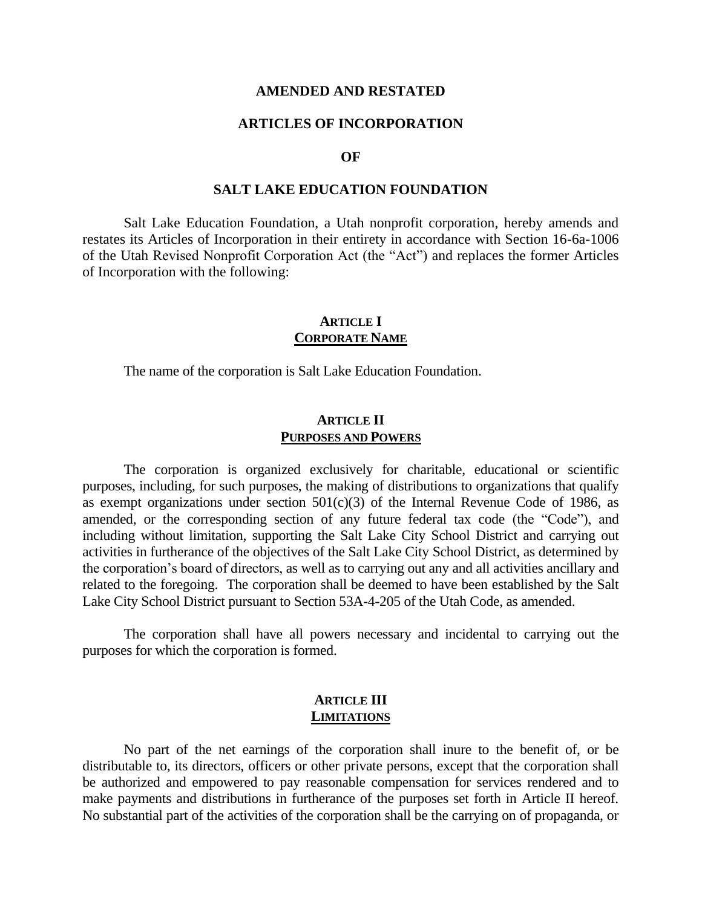# AMENDED AND RESTATED

# ARTICLES OF INCORPORATION

# OF

# SALT LAKE EDUCATION FOUNDATION

Salt Lake Education Foundation, a Utah nonprofit corporation, hereby amends and restates its Articles of Incorporation in their entirety in accordance with Section 16-6a-1006 of the Utah Revised Nonprofit Corporation Act (the "Act") and replaces the former Articles of Incorporation with the following:

## ARTICLE I
## CORPORATE NAME

The name of the corporation is Salt Lake Education Foundation.

## ARTICLE II
## PURPOSES AND POWERS

The corporation is organized exclusively for charitable, educational or scientific purposes, including, for such purposes, the making of distributions to organizations that qualify as exempt organizations under section 501(c)(3) of the Internal Revenue Code of 1986, as amended, or the corresponding section of any future federal tax code (the "Code"), and including without limitation, supporting the Salt Lake City School District and carrying out activities in furtherance of the objectives of the Salt Lake City School District, as determined by the corporation's board of directors, as well as to carrying out any and all activities ancillary and related to the foregoing. The corporation shall be deemed to have been established by the Salt Lake City School District pursuant to Section 53A-4-205 of the Utah Code, as amended.

The corporation shall have all powers necessary and incidental to carrying out the purposes for which the corporation is formed.

## ARTICLE III
## LIMITATIONS

No part of the net earnings of the corporation shall inure to the benefit of, or be distributable to, its directors, officers or other private persons, except that the corporation shall be authorized and empowered to pay reasonable compensation for services rendered and to make payments and distributions in furtherance of the purposes set forth in Article II hereof. No substantial part of the activities of the corporation shall be the carrying on of propaganda, or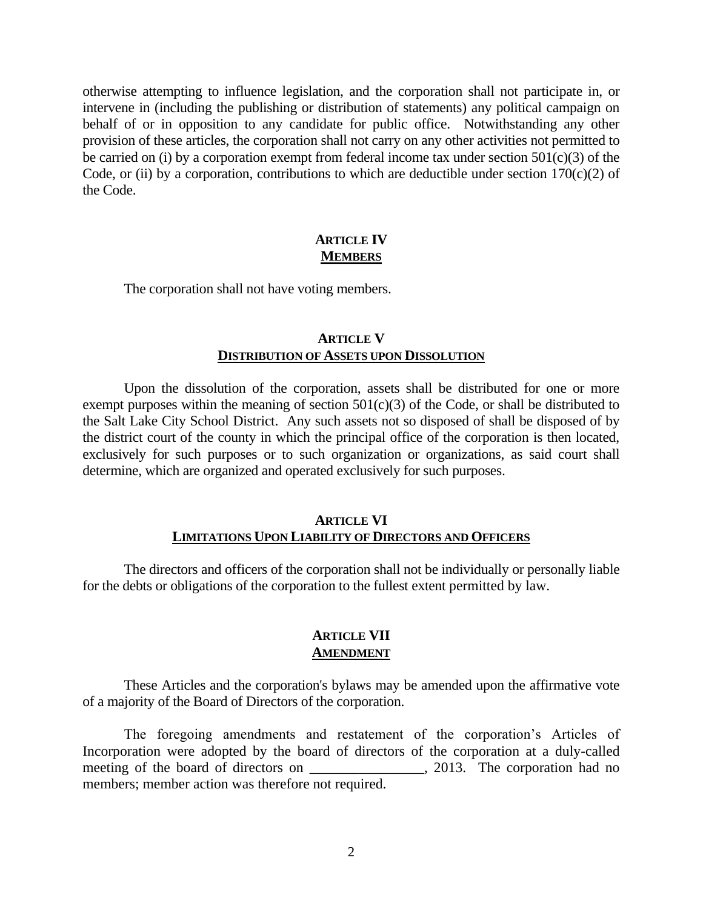otherwise attempting to influence legislation, and the corporation shall not participate in, or intervene in (including the publishing or distribution of statements) any political campaign on behalf of or in opposition to any candidate for public office. Notwithstanding any other provision of these articles, the corporation shall not carry on any other activities not permitted to be carried on (i) by a corporation exempt from federal income tax under section 501(c)(3) of the Code, or (ii) by a corporation, contributions to which are deductible under section 170(c)(2) of the Code.

## ARTICLE IV
## MEMBERS

The corporation shall not have voting members.

## ARTICLE V
## DISTRIBUTION OF ASSETS UPON DISSOLUTION

Upon the dissolution of the corporation, assets shall be distributed for one or more exempt purposes within the meaning of section 501(c)(3) of the Code, or shall be distributed to the Salt Lake City School District. Any such assets not so disposed of shall be disposed of by the district court of the county in which the principal office of the corporation is then located, exclusively for such purposes or to such organization or organizations, as said court shall determine, which are organized and operated exclusively for such purposes.

## ARTICLE VI
## LIMITATIONS UPON LIABILITY OF DIRECTORS AND OFFICERS

The directors and officers of the corporation shall not be individually or personally liable for the debts or obligations of the corporation to the fullest extent permitted by law.

## ARTICLE VII
## AMENDMENT

These Articles and the corporation's bylaws may be amended upon the affirmative vote of a majority of the Board of Directors of the corporation.

The foregoing amendments and restatement of the corporation's Articles of Incorporation were adopted by the board of directors of the corporation at a duly-called meeting of the board of directors on ________________, 2013. The corporation had no members; member action was therefore not required.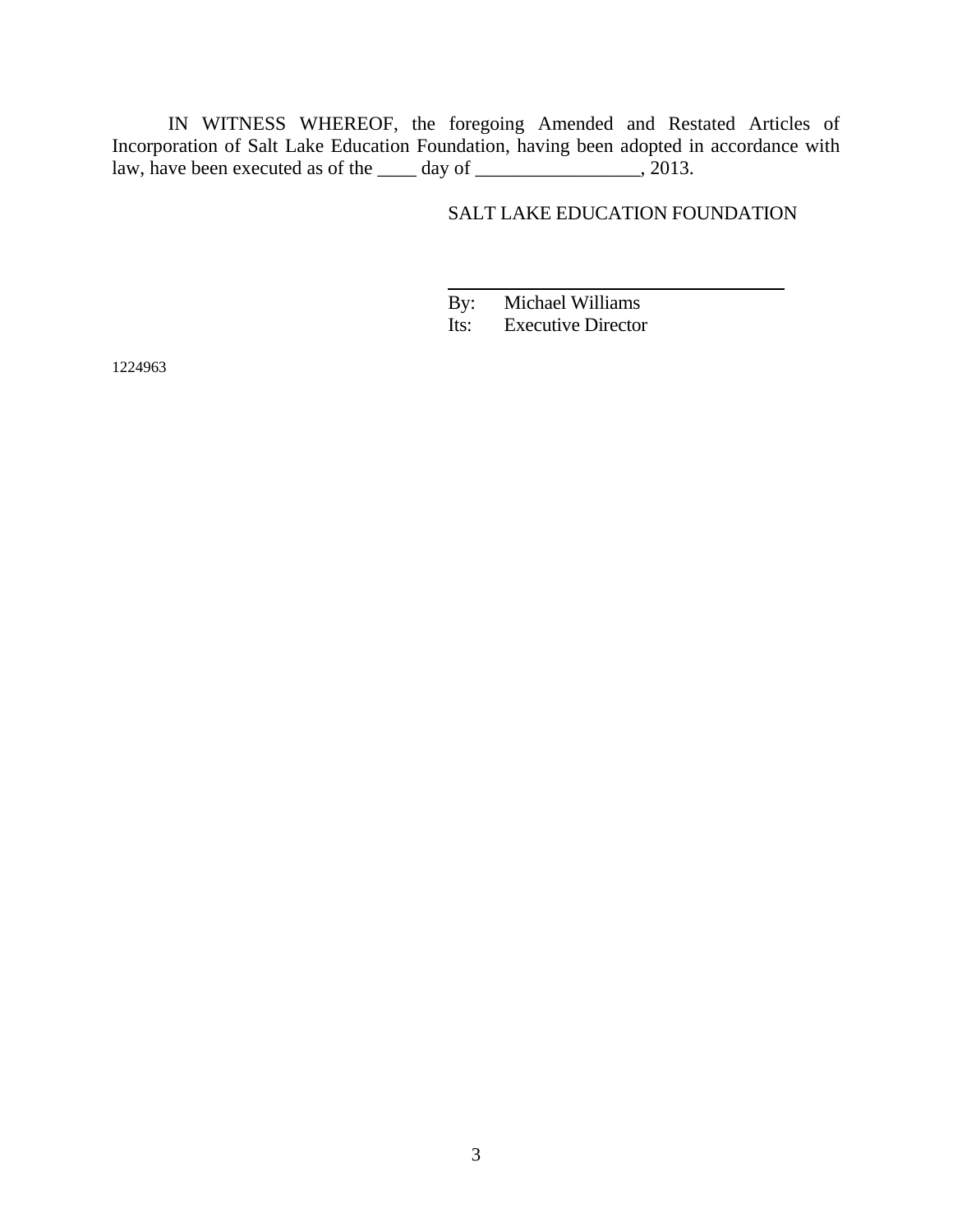IN WITNESS WHEREOF, the foregoing Amended and Restated Articles of Incorporation of Salt Lake Education Foundation, having been adopted in accordance with law, have been executed as of the ____ day of _________________, 2013.

SALT LAKE EDUCATION FOUNDATION

______________________________

By: Michael Williams
Its: Executive Director

1224963